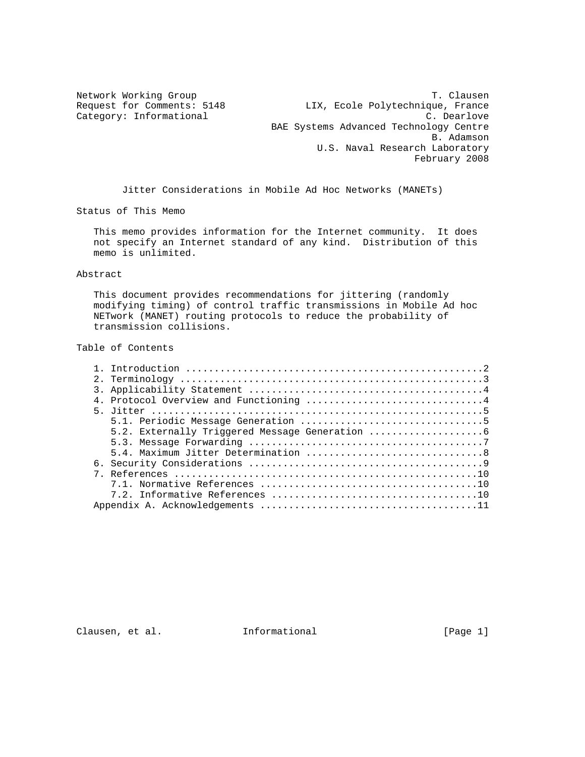Network Working Group                                         T. Clausen
Request for Comments: 5148             LIX, Ecole Polytechnique, France
Category: Informational                                      C. Dearlove
                                 BAE Systems Advanced Technology Centre
                                                              B. Adamson
                                           U.S. Naval Research Laboratory
                                                           February 2008

# Jitter Considerations in Mobile Ad Hoc Networks (MANETs)

## Status of This Memo

This memo provides information for the Internet community. It does not specify an Internet standard of any kind. Distribution of this memo is unlimited.

## Abstract

This document provides recommendations for jittering (randomly modifying timing) of control traffic transmissions in Mobile Ad hoc NETwork (MANET) routing protocols to reduce the probability of transmission collisions.

## Table of Contents

1. Introduction ....................................................2
2. Terminology .....................................................3
3. Applicability Statement .........................................4
4. Protocol Overview and Functioning ...............................4
5. Jitter ..........................................................5
   5.1. Periodic Message Generation ................................5
   5.2. Externally Triggered Message Generation ....................6
   5.3. Message Forwarding .........................................7
   5.4. Maximum Jitter Determination ...............................8
6. Security Considerations .........................................9
7. References .....................................................10
   7.1. Normative References ......................................10
   7.2. Informative References ....................................10
Appendix A. Acknowledgements ......................................11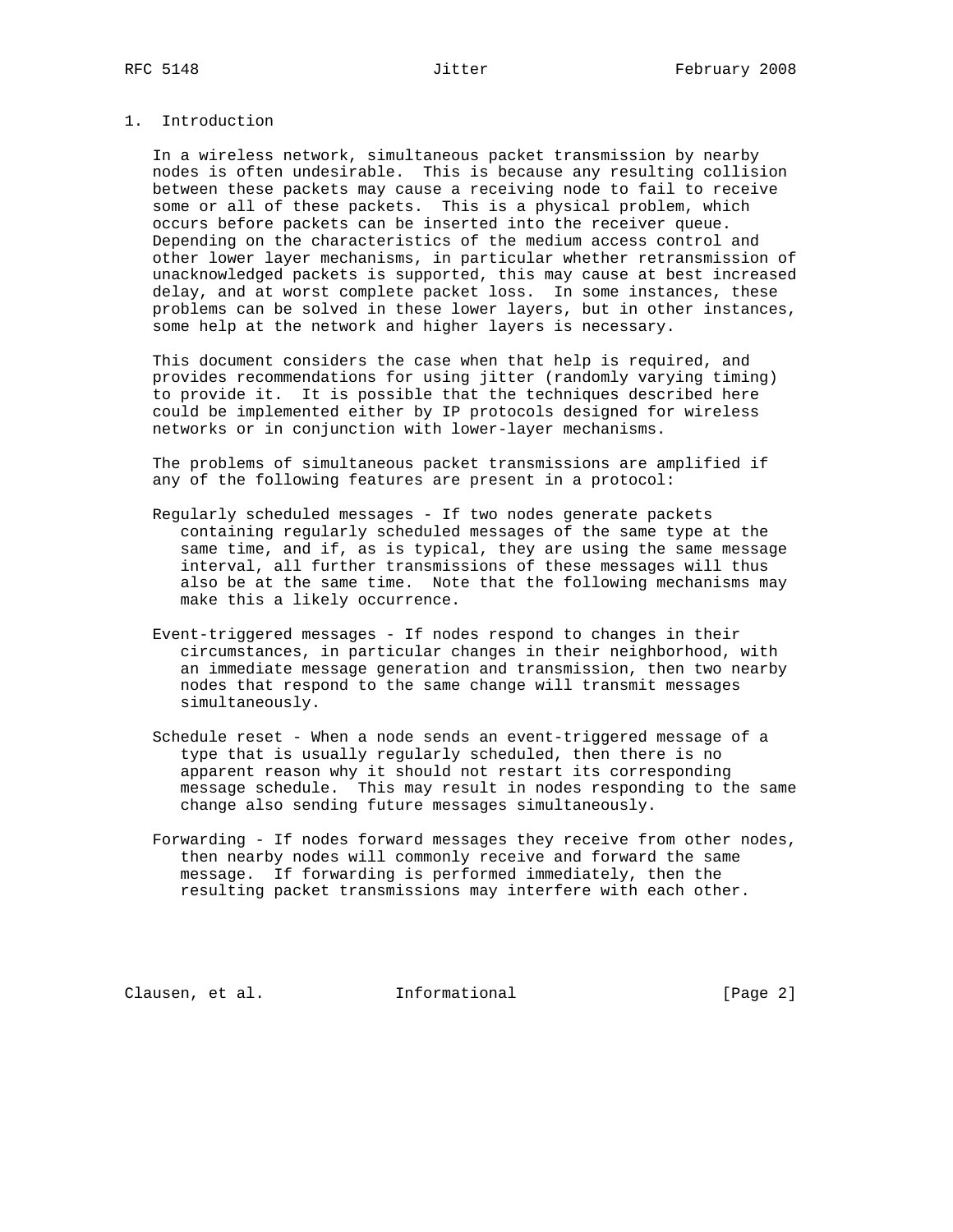# 1. Introduction

In a wireless network, simultaneous packet transmission by nearby nodes is often undesirable. This is because any resulting collision between these packets may cause a receiving node to fail to receive some or all of these packets. This is a physical problem, which occurs before packets can be inserted into the receiver queue. Depending on the characteristics of the medium access control and other lower layer mechanisms, in particular whether retransmission of unacknowledged packets is supported, this may cause at best increased delay, and at worst complete packet loss. In some instances, these problems can be solved in these lower layers, but in other instances, some help at the network and higher layers is necessary.

This document considers the case when that help is required, and provides recommendations for using jitter (randomly varying timing) to provide it. It is possible that the techniques described here could be implemented either by IP protocols designed for wireless networks or in conjunction with lower-layer mechanisms.

The problems of simultaneous packet transmissions are amplified if any of the following features are present in a protocol:

Regularly scheduled messages - If two nodes generate packets containing regularly scheduled messages of the same type at the same time, and if, as is typical, they are using the same message interval, all further transmissions of these messages will thus also be at the same time. Note that the following mechanisms may make this a likely occurrence.

Event-triggered messages - If nodes respond to changes in their circumstances, in particular changes in their neighborhood, with an immediate message generation and transmission, then two nearby nodes that respond to the same change will transmit messages simultaneously.

Schedule reset - When a node sends an event-triggered message of a type that is usually regularly scheduled, then there is no apparent reason why it should not restart its corresponding message schedule. This may result in nodes responding to the same change also sending future messages simultaneously.

Forwarding - If nodes forward messages they receive from other nodes, then nearby nodes will commonly receive and forward the same message. If forwarding is performed immediately, then the resulting packet transmissions may interfere with each other.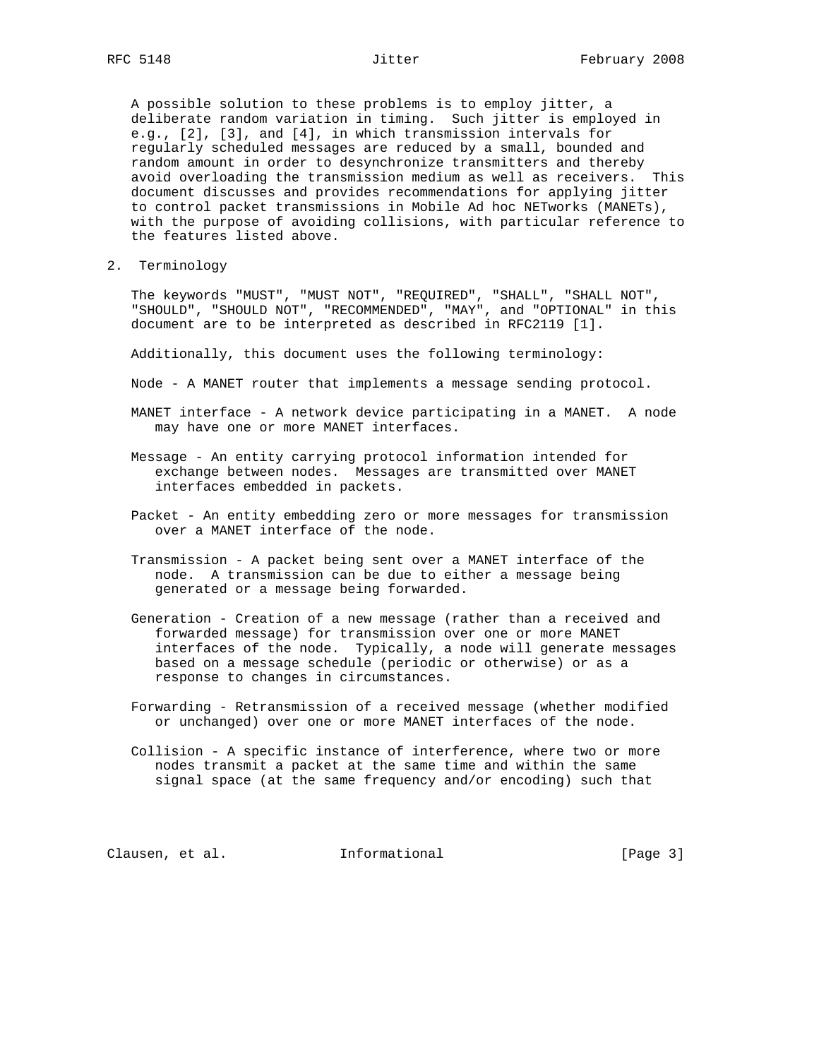A possible solution to these problems is to employ jitter, a deliberate random variation in timing. Such jitter is employed in e.g., [2], [3], and [4], in which transmission intervals for regularly scheduled messages are reduced by a small, bounded and random amount in order to desynchronize transmitters and thereby avoid overloading the transmission medium as well as receivers. This document discusses and provides recommendations for applying jitter to control packet transmissions in Mobile Ad hoc NETworks (MANETs), with the purpose of avoiding collisions, with particular reference to the features listed above.

## 2. Terminology

The keywords "MUST", "MUST NOT", "REQUIRED", "SHALL", "SHALL NOT", "SHOULD", "SHOULD NOT", "RECOMMENDED", "MAY", and "OPTIONAL" in this document are to be interpreted as described in RFC2119 [1].

Additionally, this document uses the following terminology:

Node - A MANET router that implements a message sending protocol.

MANET interface - A network device participating in a MANET. A node may have one or more MANET interfaces.

Message - An entity carrying protocol information intended for exchange between nodes. Messages are transmitted over MANET interfaces embedded in packets.

Packet - An entity embedding zero or more messages for transmission over a MANET interface of the node.

Transmission - A packet being sent over a MANET interface of the node. A transmission can be due to either a message being generated or a message being forwarded.

Generation - Creation of a new message (rather than a received and forwarded message) for transmission over one or more MANET interfaces of the node. Typically, a node will generate messages based on a message schedule (periodic or otherwise) or as a response to changes in circumstances.

Forwarding - Retransmission of a received message (whether modified or unchanged) over one or more MANET interfaces of the node.

Collision - A specific instance of interference, where two or more nodes transmit a packet at the same time and within the same signal space (at the same frequency and/or encoding) such that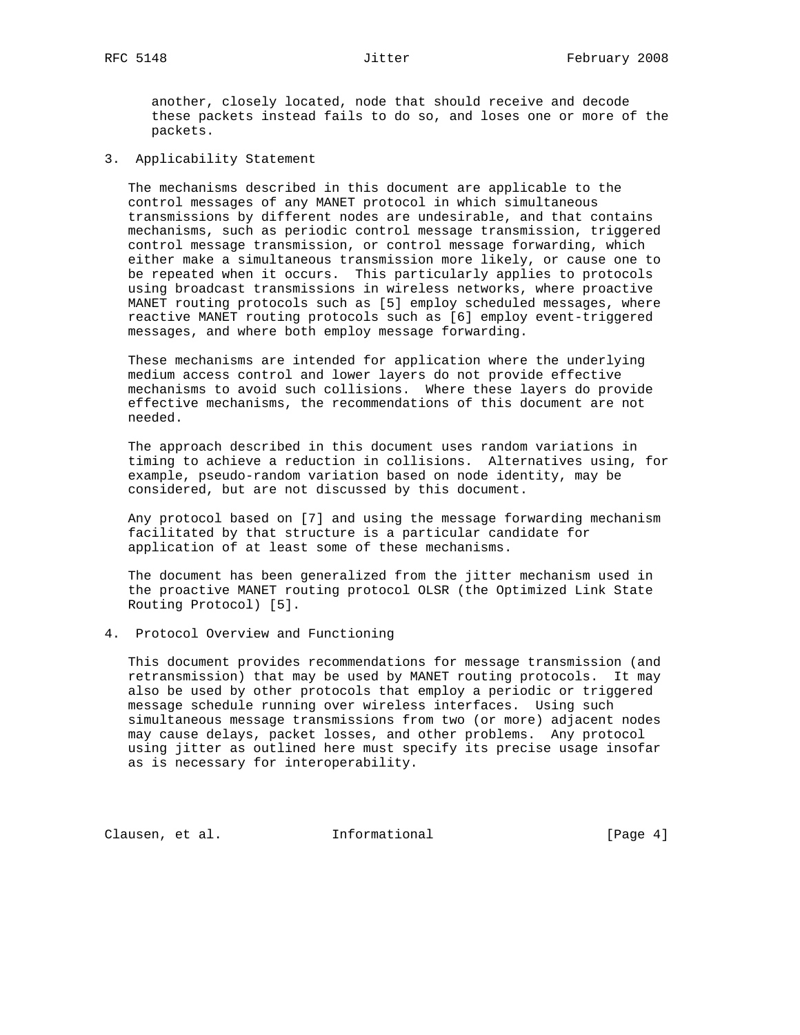another, closely located, node that should receive and decode these packets instead fails to do so, and loses one or more of the packets.

## 3. Applicability Statement

The mechanisms described in this document are applicable to the control messages of any MANET protocol in which simultaneous transmissions by different nodes are undesirable, and that contains mechanisms, such as periodic control message transmission, triggered control message transmission, or control message forwarding, which either make a simultaneous transmission more likely, or cause one to be repeated when it occurs. This particularly applies to protocols using broadcast transmissions in wireless networks, where proactive MANET routing protocols such as [5] employ scheduled messages, where reactive MANET routing protocols such as [6] employ event-triggered messages, and where both employ message forwarding.

These mechanisms are intended for application where the underlying medium access control and lower layers do not provide effective mechanisms to avoid such collisions. Where these layers do provide effective mechanisms, the recommendations of this document are not needed.

The approach described in this document uses random variations in timing to achieve a reduction in collisions. Alternatives using, for example, pseudo-random variation based on node identity, may be considered, but are not discussed by this document.

Any protocol based on [7] and using the message forwarding mechanism facilitated by that structure is a particular candidate for application of at least some of these mechanisms.

The document has been generalized from the jitter mechanism used in the proactive MANET routing protocol OLSR (the Optimized Link State Routing Protocol) [5].

## 4. Protocol Overview and Functioning

This document provides recommendations for message transmission (and retransmission) that may be used by MANET routing protocols. It may also be used by other protocols that employ a periodic or triggered message schedule running over wireless interfaces. Using such simultaneous message transmissions from two (or more) adjacent nodes may cause delays, packet losses, and other problems. Any protocol using jitter as outlined here must specify its precise usage insofar as is necessary for interoperability.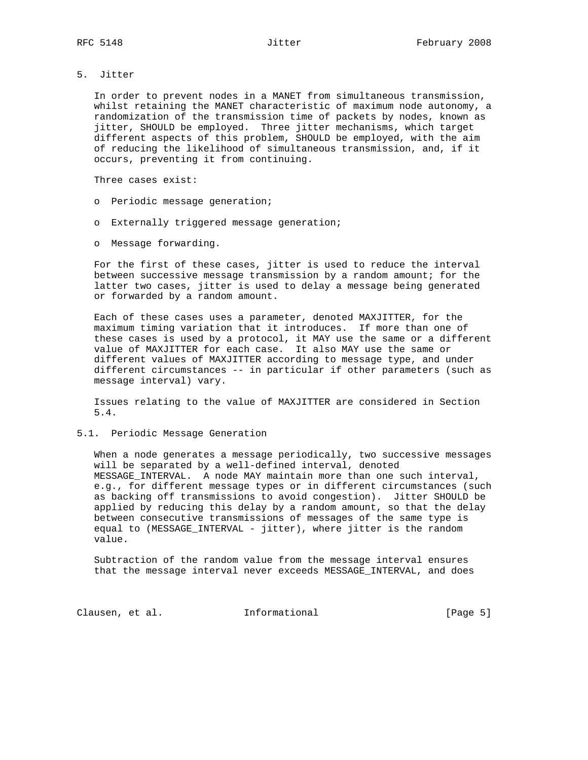## 5. Jitter

In order to prevent nodes in a MANET from simultaneous transmission, whilst retaining the MANET characteristic of maximum node autonomy, a randomization of the transmission time of packets by nodes, known as jitter, SHOULD be employed. Three jitter mechanisms, which target different aspects of this problem, SHOULD be employed, with the aim of reducing the likelihood of simultaneous transmission, and, if it occurs, preventing it from continuing.

Three cases exist:

- Periodic message generation;
- Externally triggered message generation;
- Message forwarding.

For the first of these cases, jitter is used to reduce the interval between successive message transmission by a random amount; for the latter two cases, jitter is used to delay a message being generated or forwarded by a random amount.

Each of these cases uses a parameter, denoted MAXJITTER, for the maximum timing variation that it introduces. If more than one of these cases is used by a protocol, it MAY use the same or a different value of MAXJITTER for each case. It also MAY use the same or different values of MAXJITTER according to message type, and under different circumstances -- in particular if other parameters (such as message interval) vary.

Issues relating to the value of MAXJITTER are considered in Section 5.4.

### 5.1. Periodic Message Generation

When a node generates a message periodically, two successive messages will be separated by a well-defined interval, denoted MESSAGE_INTERVAL. A node MAY maintain more than one such interval, e.g., for different message types or in different circumstances (such as backing off transmissions to avoid congestion). Jitter SHOULD be applied by reducing this delay by a random amount, so that the delay between consecutive transmissions of messages of the same type is equal to (MESSAGE_INTERVAL - jitter), where jitter is the random value.

Subtraction of the random value from the message interval ensures that the message interval never exceeds MESSAGE_INTERVAL, and does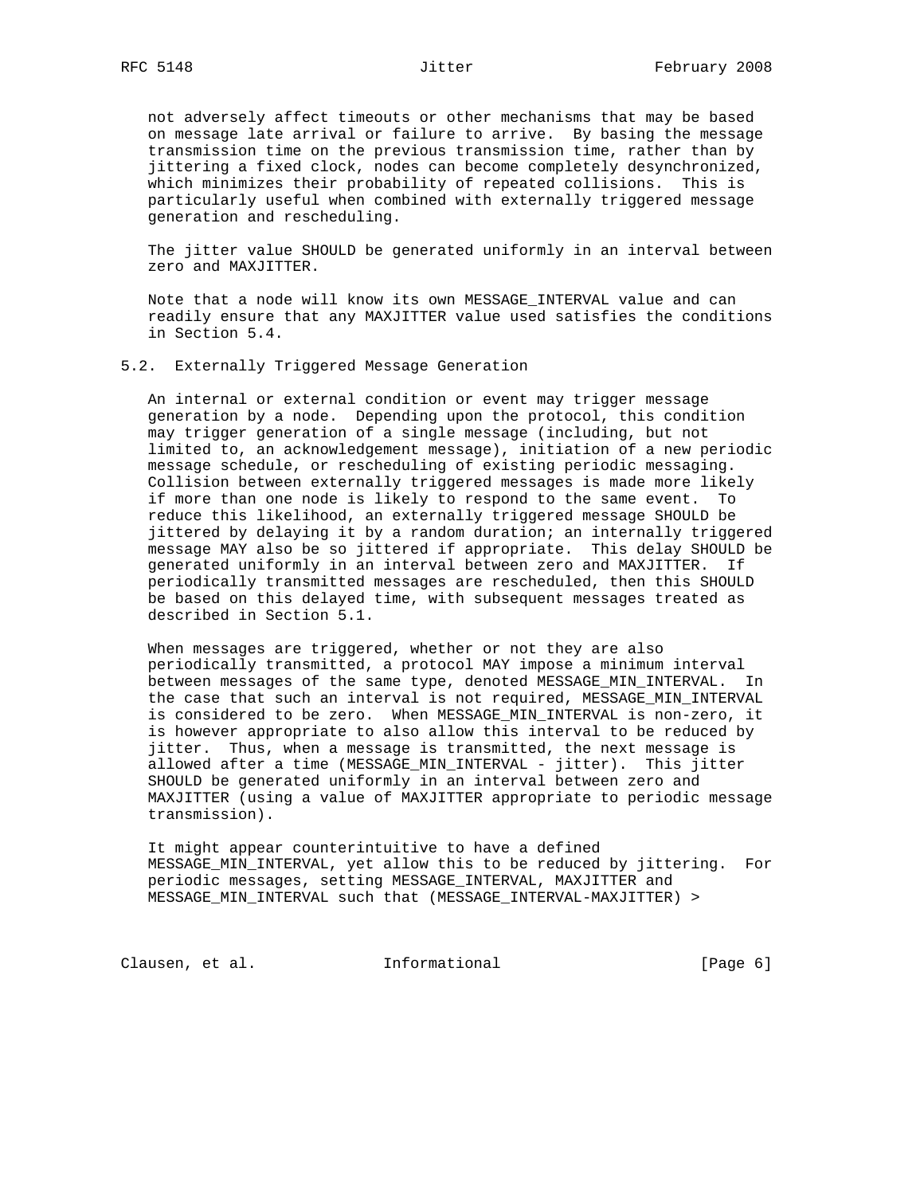not adversely affect timeouts or other mechanisms that may be based on message late arrival or failure to arrive. By basing the message transmission time on the previous transmission time, rather than by jittering a fixed clock, nodes can become completely desynchronized, which minimizes their probability of repeated collisions. This is particularly useful when combined with externally triggered message generation and rescheduling.

The jitter value SHOULD be generated uniformly in an interval between zero and MAXJITTER.

Note that a node will know its own MESSAGE_INTERVAL value and can readily ensure that any MAXJITTER value used satisfies the conditions in Section 5.4.

## 5.2. Externally Triggered Message Generation

An internal or external condition or event may trigger message generation by a node. Depending upon the protocol, this condition may trigger generation of a single message (including, but not limited to, an acknowledgement message), initiation of a new periodic message schedule, or rescheduling of existing periodic messaging. Collision between externally triggered messages is made more likely if more than one node is likely to respond to the same event. To reduce this likelihood, an externally triggered message SHOULD be jittered by delaying it by a random duration; an internally triggered message MAY also be so jittered if appropriate. This delay SHOULD be generated uniformly in an interval between zero and MAXJITTER. If periodically transmitted messages are rescheduled, then this SHOULD be based on this delayed time, with subsequent messages treated as described in Section 5.1.

When messages are triggered, whether or not they are also periodically transmitted, a protocol MAY impose a minimum interval between messages of the same type, denoted MESSAGE_MIN_INTERVAL. In the case that such an interval is not required, MESSAGE_MIN_INTERVAL is considered to be zero. When MESSAGE_MIN_INTERVAL is non-zero, it is however appropriate to also allow this interval to be reduced by jitter. Thus, when a message is transmitted, the next message is allowed after a time (MESSAGE_MIN_INTERVAL - jitter). This jitter SHOULD be generated uniformly in an interval between zero and MAXJITTER (using a value of MAXJITTER appropriate to periodic message transmission).

It might appear counterintuitive to have a defined MESSAGE_MIN_INTERVAL, yet allow this to be reduced by jittering. For periodic messages, setting MESSAGE_INTERVAL, MAXJITTER and MESSAGE_MIN_INTERVAL such that (MESSAGE_INTERVAL-MAXJITTER) >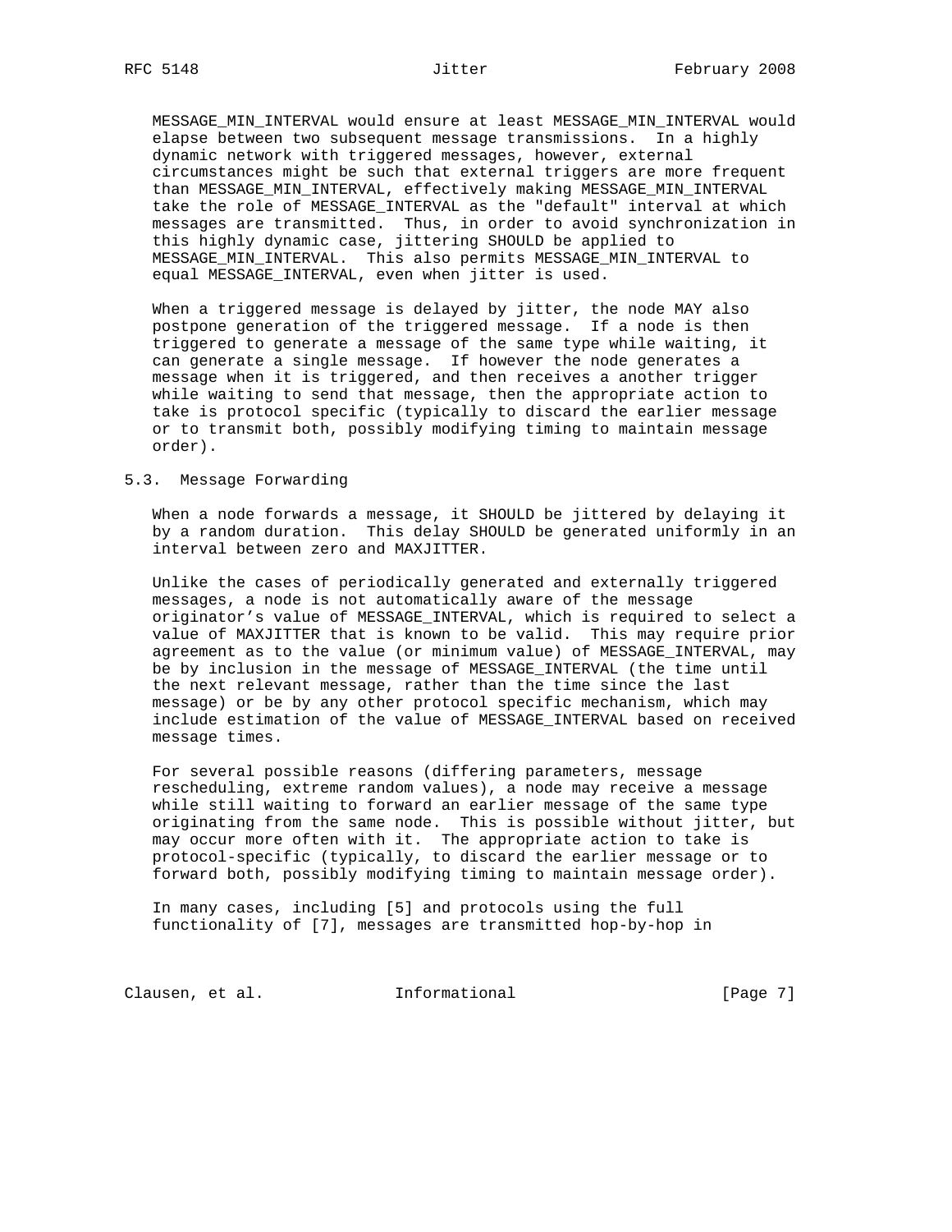MESSAGE_MIN_INTERVAL would ensure at least MESSAGE_MIN_INTERVAL would elapse between two subsequent message transmissions. In a highly dynamic network with triggered messages, however, external circumstances might be such that external triggers are more frequent than MESSAGE_MIN_INTERVAL, effectively making MESSAGE_MIN_INTERVAL take the role of MESSAGE_INTERVAL as the "default" interval at which messages are transmitted. Thus, in order to avoid synchronization in this highly dynamic case, jittering SHOULD be applied to MESSAGE_MIN_INTERVAL. This also permits MESSAGE_MIN_INTERVAL to equal MESSAGE_INTERVAL, even when jitter is used.

When a triggered message is delayed by jitter, the node MAY also postpone generation of the triggered message. If a node is then triggered to generate a message of the same type while waiting, it can generate a single message. If however the node generates a message when it is triggered, and then receives a another trigger while waiting to send that message, then the appropriate action to take is protocol specific (typically to discard the earlier message or to transmit both, possibly modifying timing to maintain message order).

### 5.3. Message Forwarding

When a node forwards a message, it SHOULD be jittered by delaying it by a random duration. This delay SHOULD be generated uniformly in an interval between zero and MAXJITTER.

Unlike the cases of periodically generated and externally triggered messages, a node is not automatically aware of the message originator's value of MESSAGE_INTERVAL, which is required to select a value of MAXJITTER that is known to be valid. This may require prior agreement as to the value (or minimum value) of MESSAGE_INTERVAL, may be by inclusion in the message of MESSAGE_INTERVAL (the time until the next relevant message, rather than the time since the last message) or be by any other protocol specific mechanism, which may include estimation of the value of MESSAGE_INTERVAL based on received message times.

For several possible reasons (differing parameters, message rescheduling, extreme random values), a node may receive a message while still waiting to forward an earlier message of the same type originating from the same node. This is possible without jitter, but may occur more often with it. The appropriate action to take is protocol-specific (typically, to discard the earlier message or to forward both, possibly modifying timing to maintain message order).

In many cases, including [5] and protocols using the full functionality of [7], messages are transmitted hop-by-hop in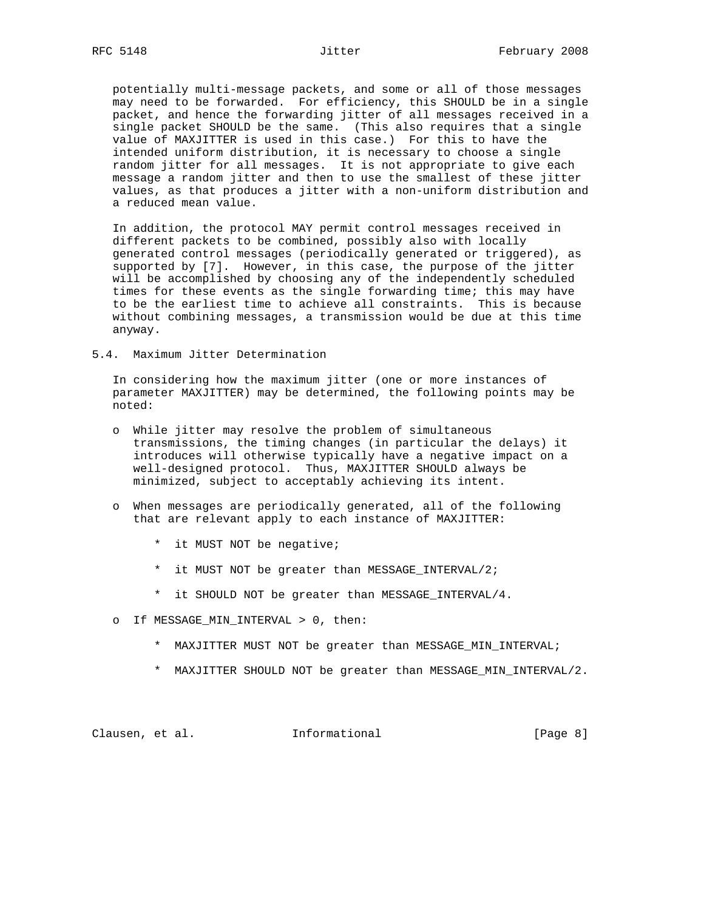potentially multi-message packets, and some or all of those messages may need to be forwarded. For efficiency, this SHOULD be in a single packet, and hence the forwarding jitter of all messages received in a single packet SHOULD be the same. (This also requires that a single value of MAXJITTER is used in this case.) For this to have the intended uniform distribution, it is necessary to choose a single random jitter for all messages. It is not appropriate to give each message a random jitter and then to use the smallest of these jitter values, as that produces a jitter with a non-uniform distribution and a reduced mean value.

In addition, the protocol MAY permit control messages received in different packets to be combined, possibly also with locally generated control messages (periodically generated or triggered), as supported by [7]. However, in this case, the purpose of the jitter will be accomplished by choosing any of the independently scheduled times for these events as the single forwarding time; this may have to be the earliest time to achieve all constraints. This is because without combining messages, a transmission would be due at this time anyway.

## 5.4. Maximum Jitter Determination

In considering how the maximum jitter (one or more instances of parameter MAXJITTER) may be determined, the following points may be noted:

- While jitter may resolve the problem of simultaneous transmissions, the timing changes (in particular the delays) it introduces will otherwise typically have a negative impact on a well-designed protocol. Thus, MAXJITTER SHOULD always be minimized, subject to acceptably achieving its intent.

- When messages are periodically generated, all of the following that are relevant apply to each instance of MAXJITTER:

    - it MUST NOT be negative;

    - it MUST NOT be greater than MESSAGE_INTERVAL/2;

    - it SHOULD NOT be greater than MESSAGE_INTERVAL/4.

- If MESSAGE_MIN_INTERVAL > 0, then:

    - MAXJITTER MUST NOT be greater than MESSAGE_MIN_INTERVAL;

    - MAXJITTER SHOULD NOT be greater than MESSAGE_MIN_INTERVAL/2.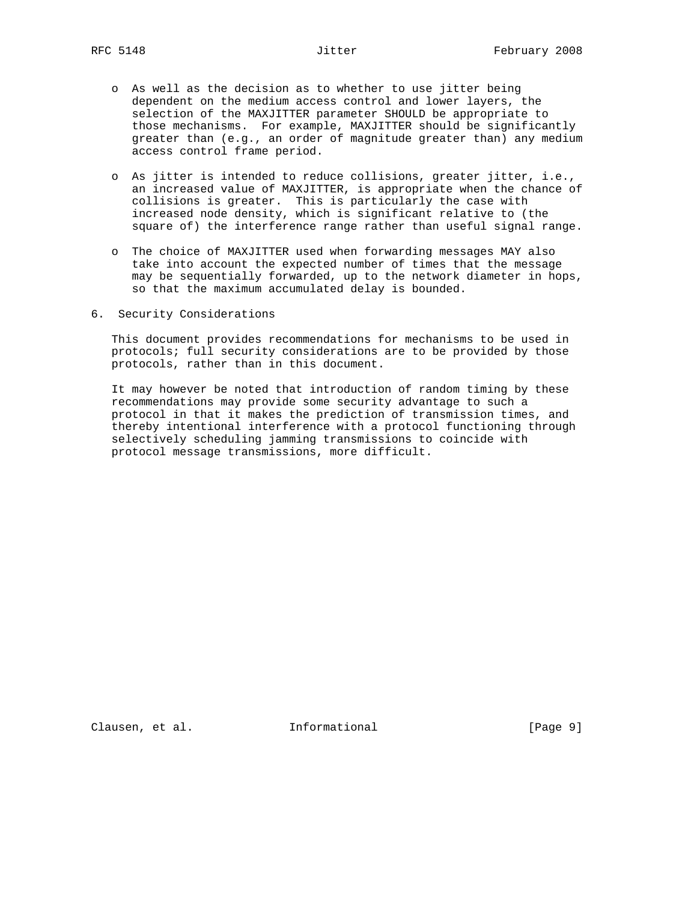- As well as the decision as to whether to use jitter being dependent on the medium access control and lower layers, the selection of the MAXJITTER parameter SHOULD be appropriate to those mechanisms. For example, MAXJITTER should be significantly greater than (e.g., an order of magnitude greater than) any medium access control frame period.

- As jitter is intended to reduce collisions, greater jitter, i.e., an increased value of MAXJITTER, is appropriate when the chance of collisions is greater. This is particularly the case with increased node density, which is significant relative to (the square of) the interference range rather than useful signal range.

- The choice of MAXJITTER used when forwarding messages MAY also take into account the expected number of times that the message may be sequentially forwarded, up to the network diameter in hops, so that the maximum accumulated delay is bounded.

## 6. Security Considerations

This document provides recommendations for mechanisms to be used in protocols; full security considerations are to be provided by those protocols, rather than in this document.

It may however be noted that introduction of random timing by these recommendations may provide some security advantage to such a protocol in that it makes the prediction of transmission times, and thereby intentional interference with a protocol functioning through selectively scheduling jamming transmissions to coincide with protocol message transmissions, more difficult.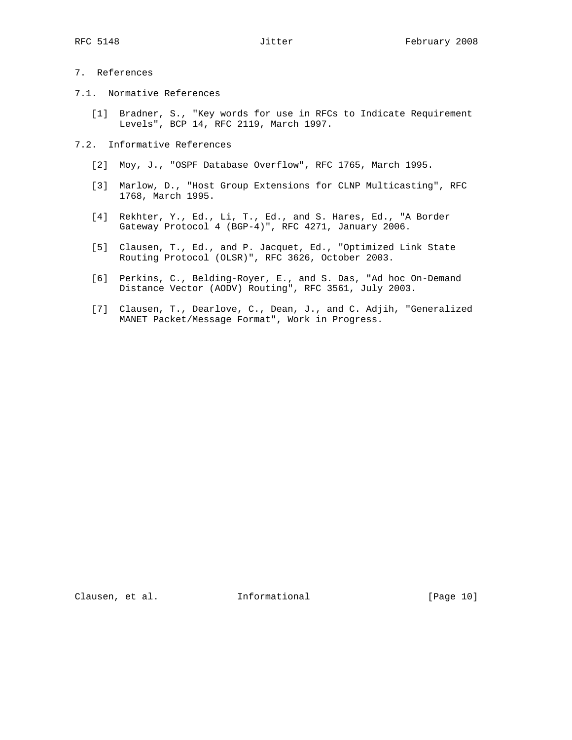# 7. References

## 7.1. Normative References

[1] Bradner, S., "Key words for use in RFCs to Indicate Requirement Levels", BCP 14, RFC 2119, March 1997.

## 7.2. Informative References

[2] Moy, J., "OSPF Database Overflow", RFC 1765, March 1995.

[3] Marlow, D., "Host Group Extensions for CLNP Multicasting", RFC 1768, March 1995.

[4] Rekhter, Y., Ed., Li, T., Ed., and S. Hares, Ed., "A Border Gateway Protocol 4 (BGP-4)", RFC 4271, January 2006.

[5] Clausen, T., Ed., and P. Jacquet, Ed., "Optimized Link State Routing Protocol (OLSR)", RFC 3626, October 2003.

[6] Perkins, C., Belding-Royer, E., and S. Das, "Ad hoc On-Demand Distance Vector (AODV) Routing", RFC 3561, July 2003.

[7] Clausen, T., Dearlove, C., Dean, J., and C. Adjih, "Generalized MANET Packet/Message Format", Work in Progress.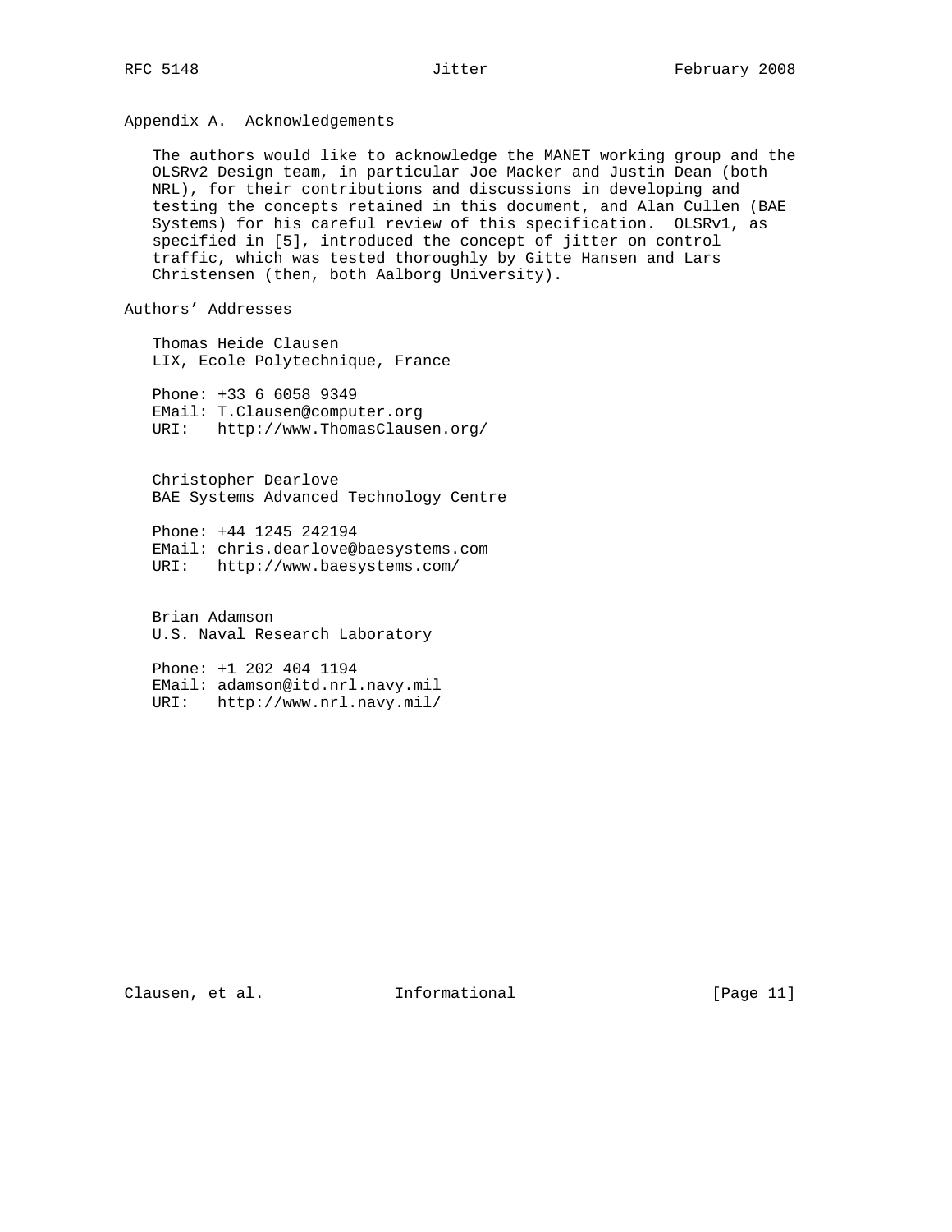## Appendix A. Acknowledgements

The authors would like to acknowledge the MANET working group and the OLSRv2 Design team, in particular Joe Macker and Justin Dean (both NRL), for their contributions and discussions in developing and testing the concepts retained in this document, and Alan Cullen (BAE Systems) for his careful review of this specification. OLSRv1, as specified in [5], introduced the concept of jitter on control traffic, which was tested thoroughly by Gitte Hansen and Lars Christensen (then, both Aalborg University).

## Authors' Addresses

Thomas Heide Clausen
LIX, Ecole Polytechnique, France

Phone: +33 6 6058 9349
EMail: T.Clausen@computer.org
URI: http://www.ThomasClausen.org/

Christopher Dearlove
BAE Systems Advanced Technology Centre

Phone: +44 1245 242194
EMail: chris.dearlove@baesystems.com
URI: http://www.baesystems.com/

Brian Adamson
U.S. Naval Research Laboratory

Phone: +1 202 404 1194
EMail: adamson@itd.nrl.navy.mil
URI: http://www.nrl.navy.mil/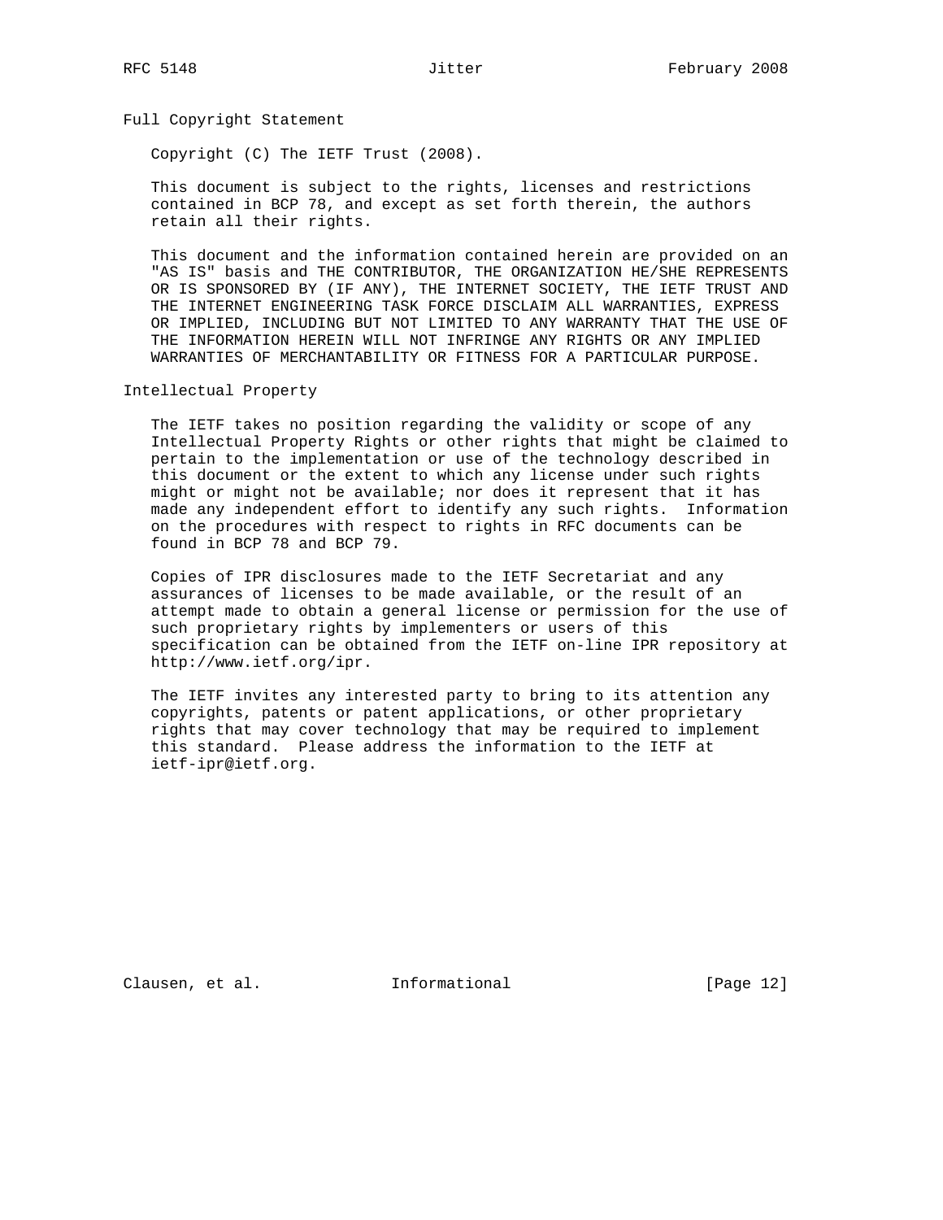## Full Copyright Statement

Copyright (C) The IETF Trust (2008).

This document is subject to the rights, licenses and restrictions contained in BCP 78, and except as set forth therein, the authors retain all their rights.

This document and the information contained herein are provided on an "AS IS" basis and THE CONTRIBUTOR, THE ORGANIZATION HE/SHE REPRESENTS OR IS SPONSORED BY (IF ANY), THE INTERNET SOCIETY, THE IETF TRUST AND THE INTERNET ENGINEERING TASK FORCE DISCLAIM ALL WARRANTIES, EXPRESS OR IMPLIED, INCLUDING BUT NOT LIMITED TO ANY WARRANTY THAT THE USE OF THE INFORMATION HEREIN WILL NOT INFRINGE ANY RIGHTS OR ANY IMPLIED WARRANTIES OF MERCHANTABILITY OR FITNESS FOR A PARTICULAR PURPOSE.

## Intellectual Property

The IETF takes no position regarding the validity or scope of any Intellectual Property Rights or other rights that might be claimed to pertain to the implementation or use of the technology described in this document or the extent to which any license under such rights might or might not be available; nor does it represent that it has made any independent effort to identify any such rights. Information on the procedures with respect to rights in RFC documents can be found in BCP 78 and BCP 79.

Copies of IPR disclosures made to the IETF Secretariat and any assurances of licenses to be made available, or the result of an attempt made to obtain a general license or permission for the use of such proprietary rights by implementers or users of this specification can be obtained from the IETF on-line IPR repository at http://www.ietf.org/ipr.

The IETF invites any interested party to bring to its attention any copyrights, patents or patent applications, or other proprietary rights that may cover technology that may be required to implement this standard. Please address the information to the IETF at ietf-ipr@ietf.org.